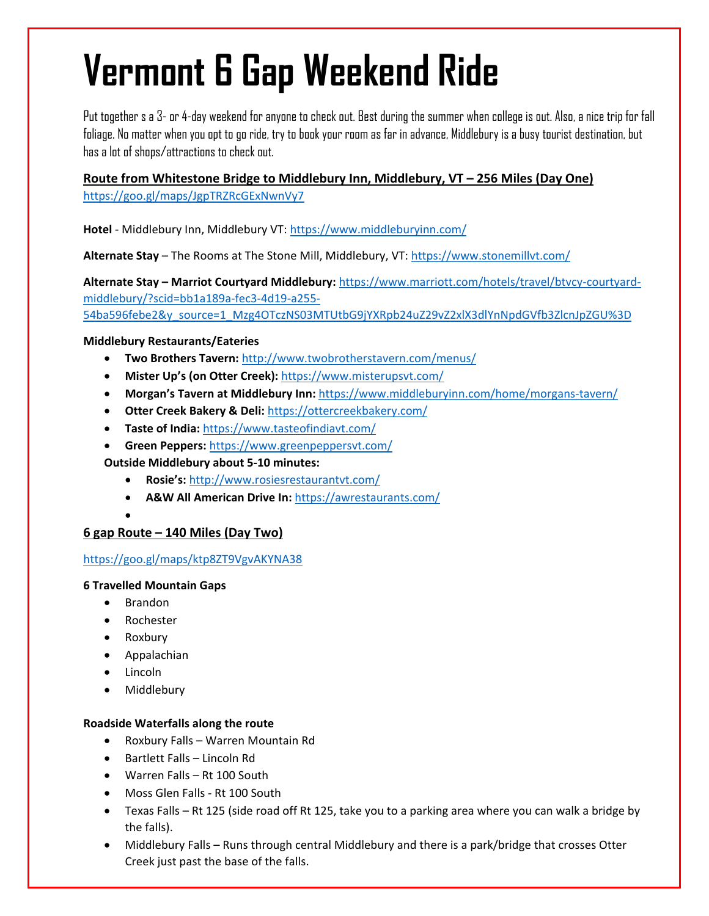# Vermont 6 Gap Weekend Ride

Put together s a 3- or 4-day weekend for anyone to check out. Best during the summer when college is out. Also, a nice trip for fall foliage. No matter when you opt to go ride, try to book your room as far in advance, Middlebury is a busy tourist destination, but has a lot of shops/attractions to check out.

**Route from Whitestone Bridge to Middlebury Inn, Middlebury, VT – 256 Miles (Day One)**

https://goo.gl/maps/JgpTRZRcGExNwnVy7

**Hotel** - Middlebury Inn, Middlebury VT: https://www.middleburyinn.com/

**Alternate Stay** – The Rooms at The Stone Mill, Middlebury, VT: https://www.stonemillvt.com/

**Alternate Stay – Marriot Courtyard Middlebury:** https://www.marriott.com/hotels/travel/btvcy-courtyard-middlebury/?scid=bb1a189a-fec3-4d19-a255-54ba596febe2&y_source=1_Mzg4OTczNS03MTUtbG9jYXRpb24uZ29vZ2xlX3dlYnNpdGVfb3ZlcnJpZGU%3D

**Middlebury Restaurants/Eateries**

- **Two Brothers Tavern:** http://www.twobrotherstavern.com/menus/
- **Mister Up's (on Otter Creek):** https://www.misterupsvt.com/
- **Morgan's Tavern at Middlebury Inn:** https://www.middleburyinn.com/home/morgans-tavern/
- **Otter Creek Bakery & Deli:** https://ottercreekbakery.com/
- **Taste of India:** https://www.tasteofindiavt.com/
- **Green Peppers:** https://www.greenpeppersvt.com/

**Outside Middlebury about 5-10 minutes:**

- **Rosie's:** http://www.rosiesrestaurantvt.com/
- **A&W All American Drive In:** https://awrestaurants.com/

**6 gap Route – 140 Miles (Day Two)**

https://goo.gl/maps/ktp8ZT9VgvAKYNA38

**6 Travelled Mountain Gaps**

- Brandon
- Rochester
- Roxbury
- Appalachian
- Lincoln
- Middlebury

**Roadside Waterfalls along the route**

- Roxbury Falls – Warren Mountain Rd
- Bartlett Falls – Lincoln Rd
- Warren Falls – Rt 100 South
- Moss Glen Falls - Rt 100 South
- Texas Falls – Rt 125 (side road off Rt 125, take you to a parking area where you can walk a bridge by the falls).
- Middlebury Falls – Runs through central Middlebury and there is a park/bridge that crosses Otter Creek just past the base of the falls.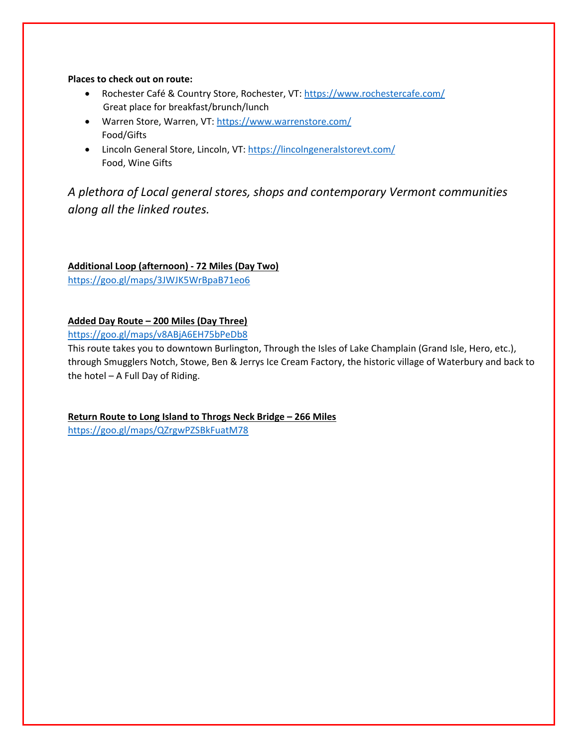**Places to check out on route:**

- Rochester Café & Country Store, Rochester, VT: https://www.rochestercafe.com/
  Great place for breakfast/brunch/lunch
- Warren Store, Warren, VT: https://www.warrenstore.com/
  Food/Gifts
- Lincoln General Store, Lincoln, VT: https://lincolngeneralstorevt.com/
  Food, Wine Gifts

*A plethora of Local general stores, shops and contemporary Vermont communities along all the linked routes.*

**Additional Loop (afternoon) - 72 Miles (Day Two)**

https://goo.gl/maps/3JWJK5WrBpaB71eo6

**Added Day Route – 200 Miles (Day Three)**

https://goo.gl/maps/v8ABjA6EH75bPeDb8

This route takes you to downtown Burlington, Through the Isles of Lake Champlain (Grand Isle, Hero, etc.), through Smugglers Notch, Stowe, Ben & Jerrys Ice Cream Factory, the historic village of Waterbury and back to the hotel – A Full Day of Riding.

**Return Route to Long Island to Throgs Neck Bridge – 266 Miles**

https://goo.gl/maps/QZrgwPZSBkFuatM78